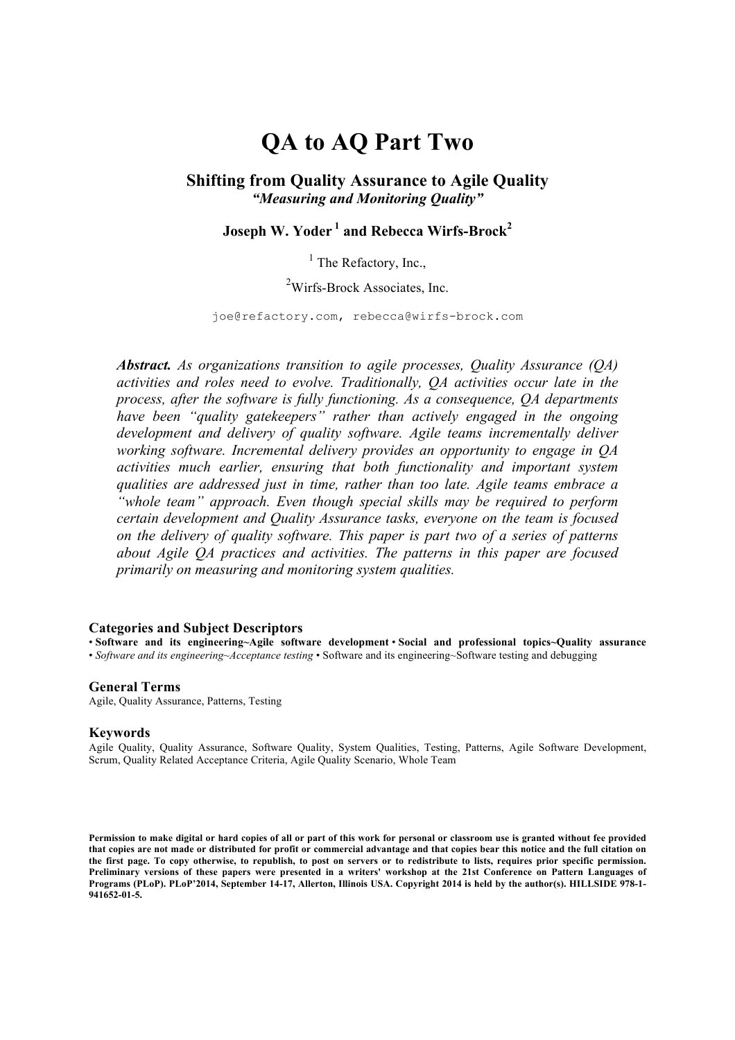# QA to AQ Part Two

## Shifting from Quality Assurance to Agile Quality

***"Measuring and Monitoring Quality"***

**Joseph W. Yoder [1] and Rebecca Wirfs-Brock[2]**

[1] The Refactory, Inc.,

[2]Wirfs-Brock Associates, Inc.

joe@refactory.com, rebecca@wirfs-brock.com

***Abstract.*** *As organizations transition to agile processes, Quality Assurance (QA) activities and roles need to evolve. Traditionally, QA activities occur late in the process, after the software is fully functioning. As a consequence, QA departments have been "quality gatekeepers" rather than actively engaged in the ongoing development and delivery of quality software. Agile teams incrementally deliver working software. Incremental delivery provides an opportunity to engage in QA activities much earlier, ensuring that both functionality and important system qualities are addressed just in time, rather than too late. Agile teams embrace a "whole team" approach. Even though special skills may be required to perform certain development and Quality Assurance tasks, everyone on the team is focused on the delivery of quality software. This paper is part two of a series of patterns about Agile QA practices and activities. The patterns in this paper are focused primarily on measuring and monitoring system qualities.*

### Categories and Subject Descriptors

• **Software and its engineering~Agile software development** • **Social and professional topics~Quality assurance** • *Software and its engineering~Acceptance testing* • Software and its engineering~Software testing and debugging

### General Terms

Agile, Quality Assurance, Patterns, Testing

### Keywords

Agile Quality, Quality Assurance, Software Quality, System Qualities, Testing, Patterns, Agile Software Development, Scrum, Quality Related Acceptance Criteria, Agile Quality Scenario, Whole Team

**Permission to make digital or hard copies of all or part of this work for personal or classroom use is granted without fee provided that copies are not made or distributed for profit or commercial advantage and that copies bear this notice and the full citation on the first page. To copy otherwise, to republish, to post on servers or to redistribute to lists, requires prior specific permission. Preliminary versions of these papers were presented in a writers' workshop at the 21st Conference on Pattern Languages of Programs (PLoP). PLoP'2014, September 14-17, Allerton, Illinois USA. Copyright 2014 is held by the author(s). HILLSIDE 978-1-941652-01-5.**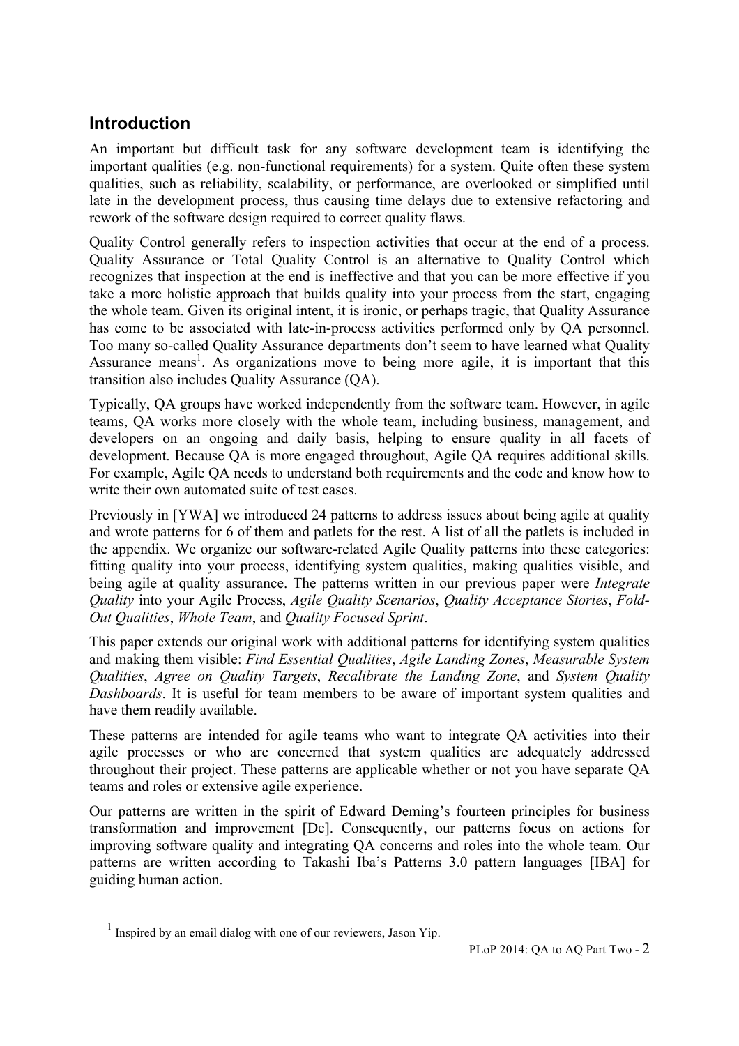## Introduction

An important but difficult task for any software development team is identifying the important qualities (e.g. non-functional requirements) for a system. Quite often these system qualities, such as reliability, scalability, or performance, are overlooked or simplified until late in the development process, thus causing time delays due to extensive refactoring and rework of the software design required to correct quality flaws.

Quality Control generally refers to inspection activities that occur at the end of a process. Quality Assurance or Total Quality Control is an alternative to Quality Control which recognizes that inspection at the end is ineffective and that you can be more effective if you take a more holistic approach that builds quality into your process from the start, engaging the whole team. Given its original intent, it is ironic, or perhaps tragic, that Quality Assurance has come to be associated with late-in-process activities performed only by QA personnel. Too many so-called Quality Assurance departments don't seem to have learned what Quality Assurance means[1]. As organizations move to being more agile, it is important that this transition also includes Quality Assurance (QA).

Typically, QA groups have worked independently from the software team. However, in agile teams, QA works more closely with the whole team, including business, management, and developers on an ongoing and daily basis, helping to ensure quality in all facets of development. Because QA is more engaged throughout, Agile QA requires additional skills. For example, Agile QA needs to understand both requirements and the code and know how to write their own automated suite of test cases.

Previously in [YWA] we introduced 24 patterns to address issues about being agile at quality and wrote patterns for 6 of them and patlets for the rest. A list of all the patlets is included in the appendix. We organize our software-related Agile Quality patterns into these categories: fitting quality into your process, identifying system qualities, making qualities visible, and being agile at quality assurance. The patterns written in our previous paper were *Integrate Quality* into your Agile Process, *Agile Quality Scenarios*, *Quality Acceptance Stories*, *Fold-Out Qualities*, *Whole Team*, and *Quality Focused Sprint*.

This paper extends our original work with additional patterns for identifying system qualities and making them visible: *Find Essential Qualities*, *Agile Landing Zones*, *Measurable System Qualities*, *Agree on Quality Targets*, *Recalibrate the Landing Zone*, and *System Quality Dashboards*. It is useful for team members to be aware of important system qualities and have them readily available.

These patterns are intended for agile teams who want to integrate QA activities into their agile processes or who are concerned that system qualities are adequately addressed throughout their project. These patterns are applicable whether or not you have separate QA teams and roles or extensive agile experience.

Our patterns are written in the spirit of Edward Deming's fourteen principles for business transformation and improvement [De]. Consequently, our patterns focus on actions for improving software quality and integrating QA concerns and roles into the whole team. Our patterns are written according to Takashi Iba's Patterns 3.0 pattern languages [IBA] for guiding human action.

---

[1] Inspired by an email dialog with one of our reviewers, Jason Yip.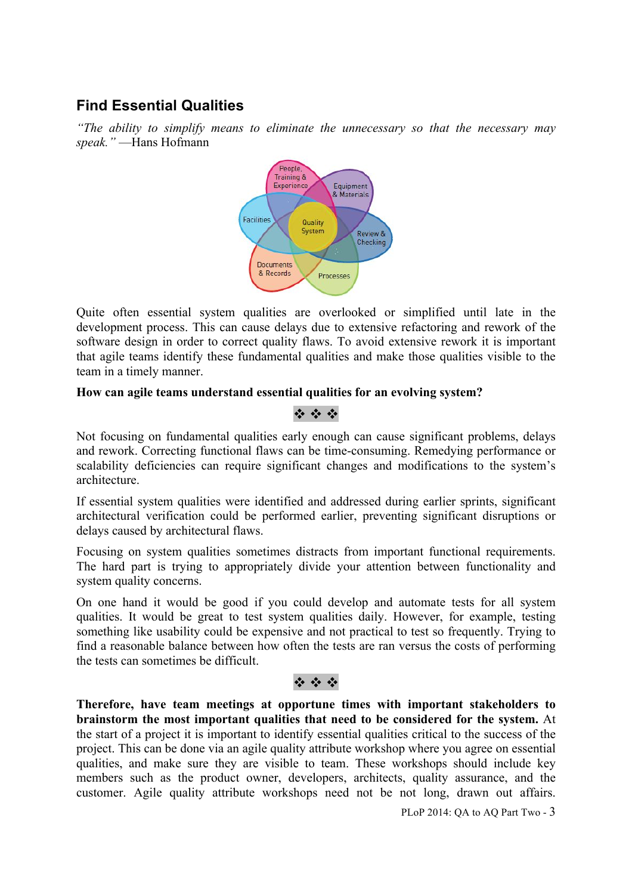## Find Essential Qualities

*"The ability to simplify means to eliminate the unnecessary so that the necessary may speak."* —Hans Hofmann

Quite often essential system qualities are overlooked or simplified until late in the development process. This can cause delays due to extensive refactoring and rework of the software design in order to correct quality flaws. To avoid extensive rework it is important that agile teams identify these fundamental qualities and make those qualities visible to the team in a timely manner.

**How can agile teams understand essential qualities for an evolving system?**

❖ ❖ ❖

Not focusing on fundamental qualities early enough can cause significant problems, delays and rework. Correcting functional flaws can be time-consuming. Remedying performance or scalability deficiencies can require significant changes and modifications to the system's architecture.

If essential system qualities were identified and addressed during earlier sprints, significant architectural verification could be performed earlier, preventing significant disruptions or delays caused by architectural flaws.

Focusing on system qualities sometimes distracts from important functional requirements. The hard part is trying to appropriately divide your attention between functionality and system quality concerns.

On one hand it would be good if you could develop and automate tests for all system qualities. It would be great to test system qualities daily. However, for example, testing something like usability could be expensive and not practical to test so frequently. Trying to find a reasonable balance between how often the tests are ran versus the costs of performing the tests can sometimes be difficult.

❖ ❖ ❖

**Therefore, have team meetings at opportune times with important stakeholders to brainstorm the most important qualities that need to be considered for the system.** At the start of a project it is important to identify essential qualities critical to the success of the project. This can be done via an agile quality attribute workshop where you agree on essential qualities, and make sure they are visible to team. These workshops should include key members such as the product owner, developers, architects, quality assurance, and the customer. Agile quality attribute workshops need not be not long, drawn out affairs.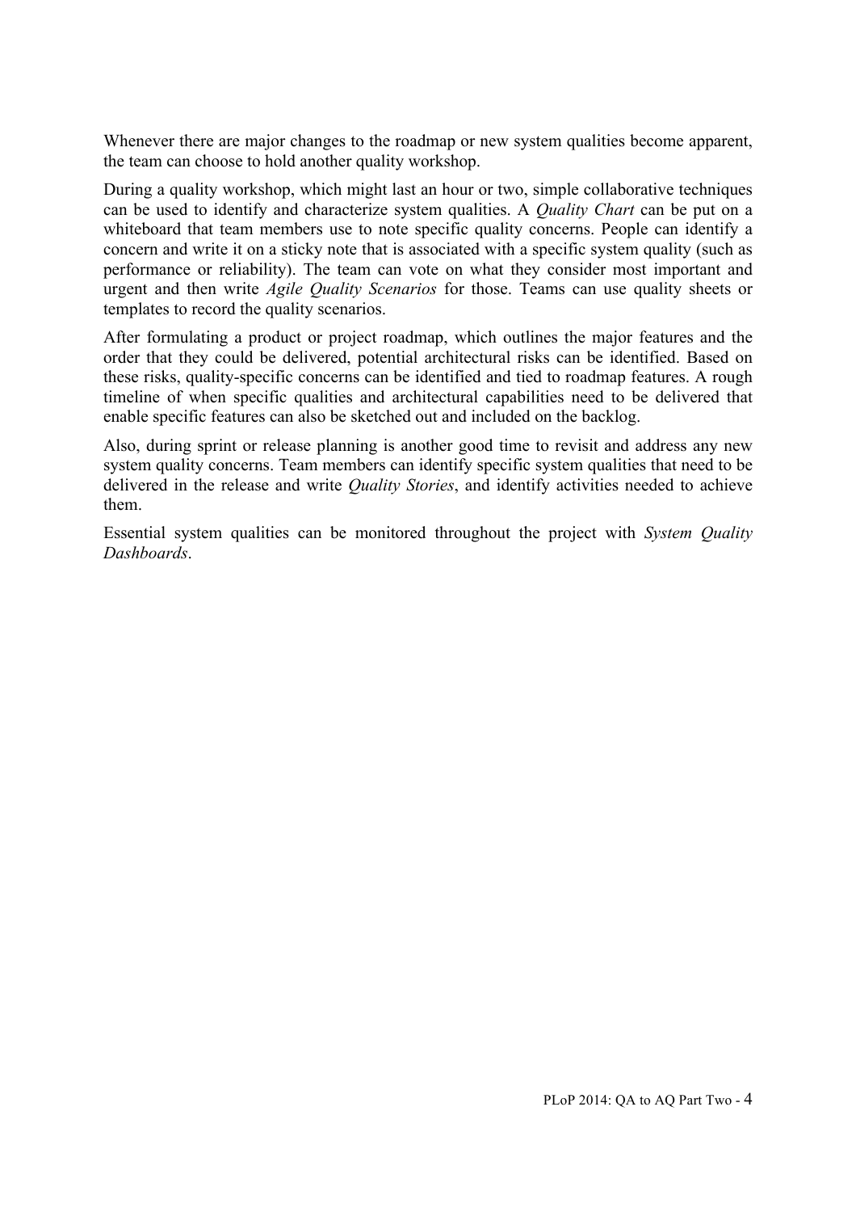Whenever there are major changes to the roadmap or new system qualities become apparent, the team can choose to hold another quality workshop.

During a quality workshop, which might last an hour or two, simple collaborative techniques can be used to identify and characterize system qualities. A *Quality Chart* can be put on a whiteboard that team members use to note specific quality concerns. People can identify a concern and write it on a sticky note that is associated with a specific system quality (such as performance or reliability). The team can vote on what they consider most important and urgent and then write *Agile Quality Scenarios* for those. Teams can use quality sheets or templates to record the quality scenarios.

After formulating a product or project roadmap, which outlines the major features and the order that they could be delivered, potential architectural risks can be identified. Based on these risks, quality-specific concerns can be identified and tied to roadmap features. A rough timeline of when specific qualities and architectural capabilities need to be delivered that enable specific features can also be sketched out and included on the backlog.

Also, during sprint or release planning is another good time to revisit and address any new system quality concerns. Team members can identify specific system qualities that need to be delivered in the release and write *Quality Stories*, and identify activities needed to achieve them.

Essential system qualities can be monitored throughout the project with *System Quality Dashboards*.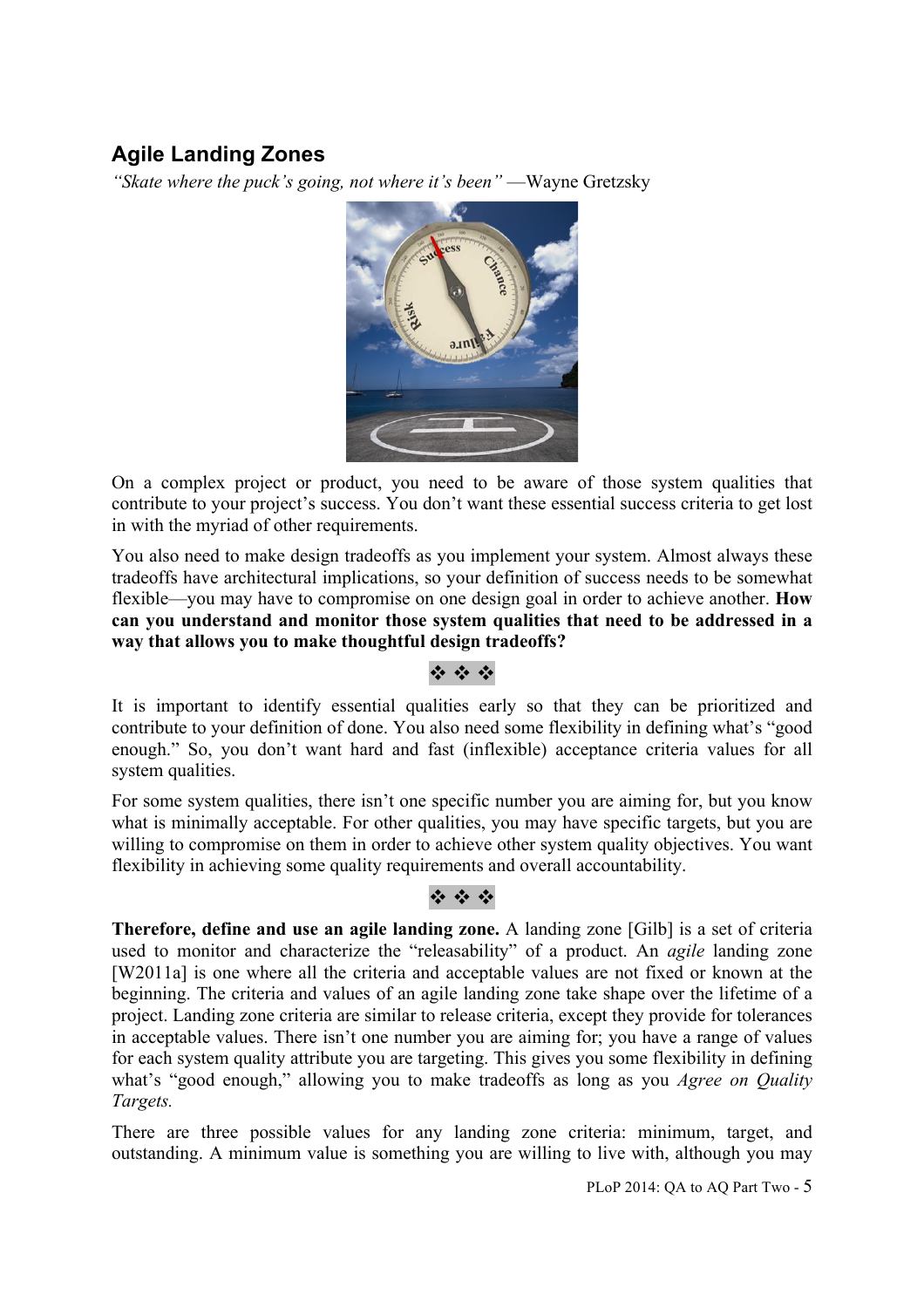## Agile Landing Zones

*"Skate where the puck's going, not where it's been"* —Wayne Gretzky

On a complex project or product, you need to be aware of those system qualities that contribute to your project's success. You don't want these essential success criteria to get lost in with the myriad of other requirements.

You also need to make design tradeoffs as you implement your system. Almost always these tradeoffs have architectural implications, so your definition of success needs to be somewhat flexible—you may have to compromise on one design goal in order to achieve another. **How can you understand and monitor those system qualities that need to be addressed in a way that allows you to make thoughtful design tradeoffs?**

❖ ❖ ❖

It is important to identify essential qualities early so that they can be prioritized and contribute to your definition of done. You also need some flexibility in defining what's "good enough." So, you don't want hard and fast (inflexible) acceptance criteria values for all system qualities.

For some system qualities, there isn't one specific number you are aiming for, but you know what is minimally acceptable. For other qualities, you may have specific targets, but you are willing to compromise on them in order to achieve other system quality objectives. You want flexibility in achieving some quality requirements and overall accountability.

❖ ❖ ❖

**Therefore, define and use an agile landing zone.** A landing zone [Gilb] is a set of criteria used to monitor and characterize the "releasability" of a product. An *agile* landing zone [W2011a] is one where all the criteria and acceptable values are not fixed or known at the beginning. The criteria and values of an agile landing zone take shape over the lifetime of a project. Landing zone criteria are similar to release criteria, except they provide for tolerances in acceptable values. There isn't one number you are aiming for; you have a range of values for each system quality attribute you are targeting. This gives you some flexibility in defining what's "good enough," allowing you to make tradeoffs as long as you *Agree on Quality Targets.*

There are three possible values for any landing zone criteria: minimum, target, and outstanding. A minimum value is something you are willing to live with, although you may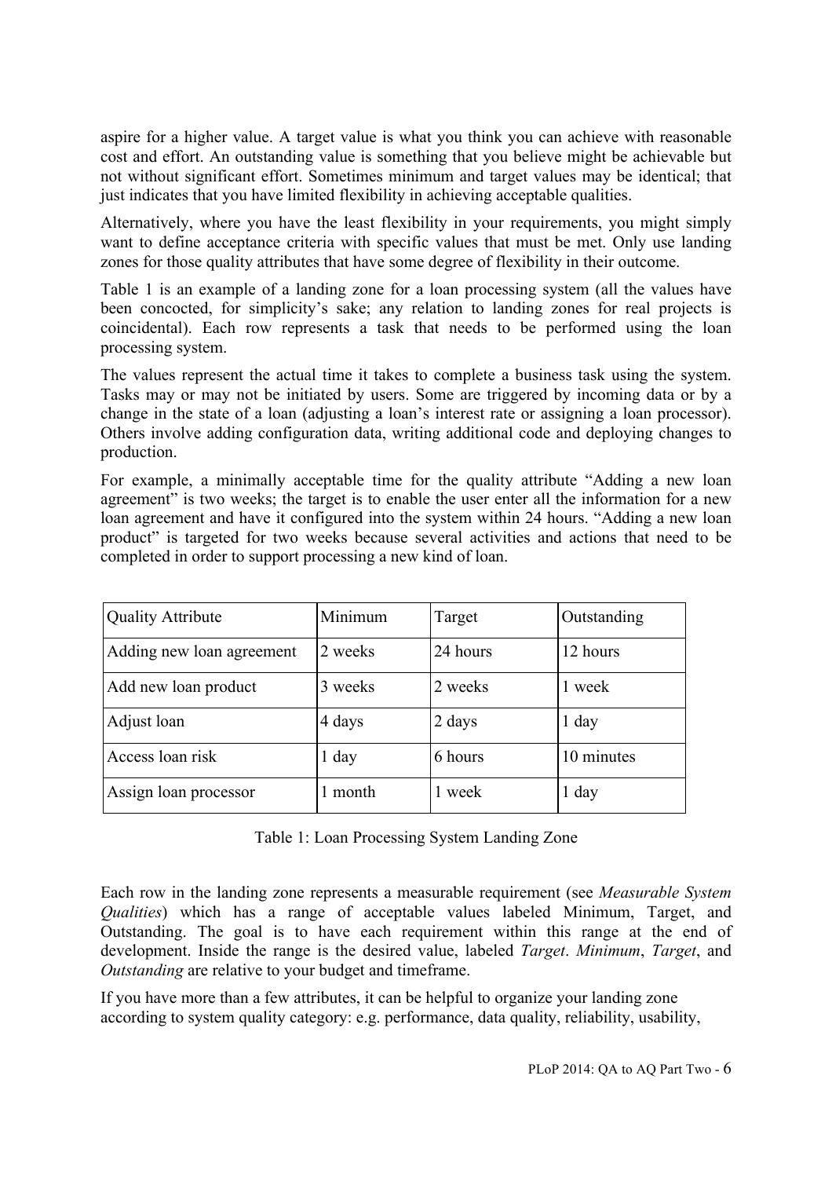aspire for a higher value. A target value is what you think you can achieve with reasonable cost and effort. An outstanding value is something that you believe might be achievable but not without significant effort. Sometimes minimum and target values may be identical; that just indicates that you have limited flexibility in achieving acceptable qualities.

Alternatively, where you have the least flexibility in your requirements, you might simply want to define acceptance criteria with specific values that must be met. Only use landing zones for those quality attributes that have some degree of flexibility in their outcome.

Table 1 is an example of a landing zone for a loan processing system (all the values have been concocted, for simplicity's sake; any relation to landing zones for real projects is coincidental). Each row represents a task that needs to be performed using the loan processing system.

The values represent the actual time it takes to complete a business task using the system. Tasks may or may not be initiated by users. Some are triggered by incoming data or by a change in the state of a loan (adjusting a loan's interest rate or assigning a loan processor). Others involve adding configuration data, writing additional code and deploying changes to production.

For example, a minimally acceptable time for the quality attribute "Adding a new loan agreement" is two weeks; the target is to enable the user enter all the information for a new loan agreement and have it configured into the system within 24 hours. "Adding a new loan product" is targeted for two weeks because several activities and actions that need to be completed in order to support processing a new kind of loan.

| Quality Attribute | Minimum | Target | Outstanding |
|---|---|---|---|
| Adding new loan agreement | 2 weeks | 24 hours | 12 hours |
| Add new loan product | 3 weeks | 2 weeks | 1 week |
| Adjust loan | 4 days | 2 days | 1 day |
| Access loan risk | 1 day | 6 hours | 10 minutes |
| Assign loan processor | 1 month | 1 week | 1 day |

Table 1: Loan Processing System Landing Zone

Each row in the landing zone represents a measurable requirement (see *Measurable System Qualities*) which has a range of acceptable values labeled Minimum, Target, and Outstanding. The goal is to have each requirement within this range at the end of development. Inside the range is the desired value, labeled *Target*. *Minimum*, *Target*, and *Outstanding* are relative to your budget and timeframe.

If you have more than a few attributes, it can be helpful to organize your landing zone according to system quality category: e.g. performance, data quality, reliability, usability,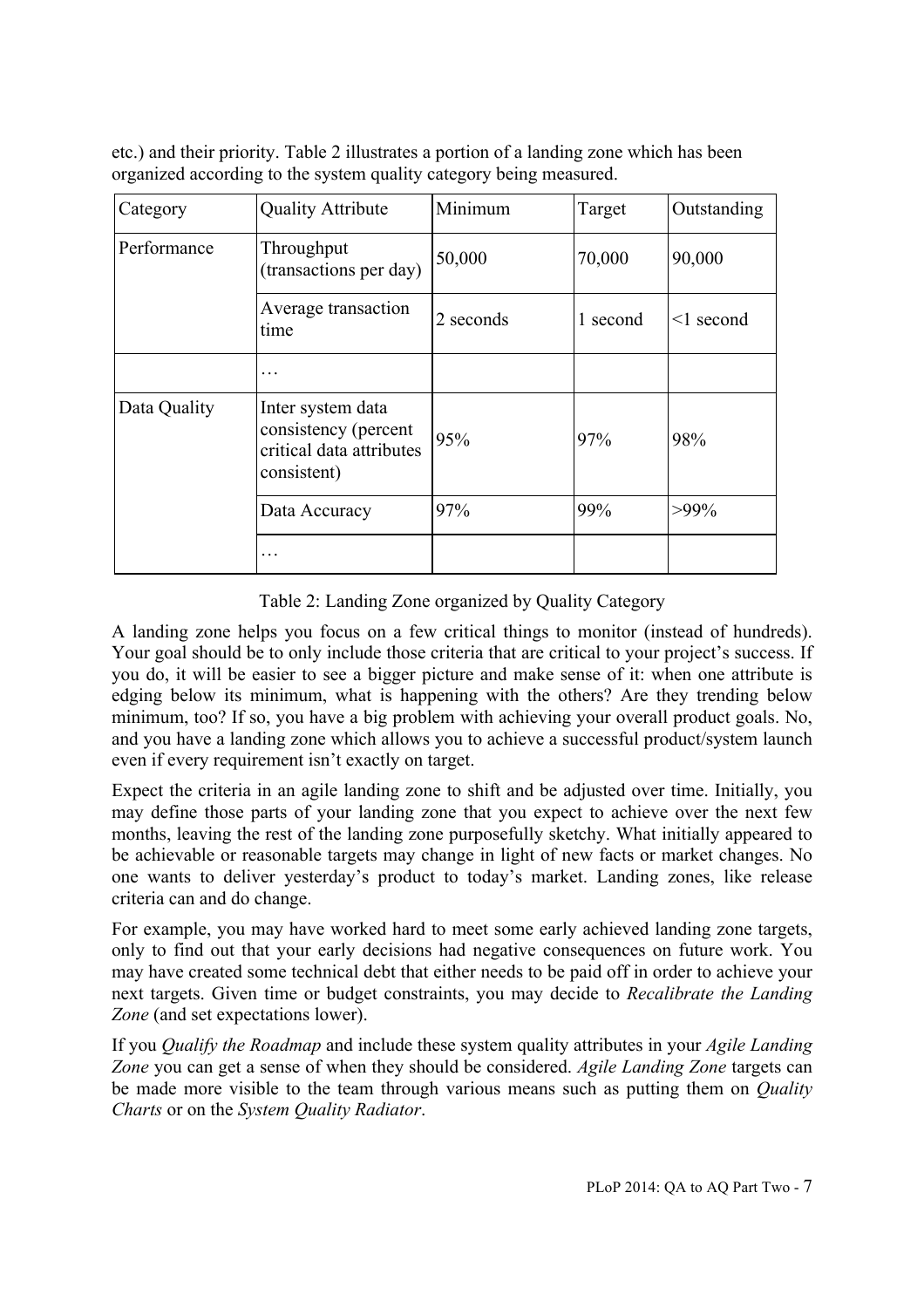etc.) and their priority. Table 2 illustrates a portion of a landing zone which has been organized according to the system quality category being measured.

| Category | Quality Attribute | Minimum | Target | Outstanding |
|---|---|---|---|---|
| Performance | Throughput (transactions per day) | 50,000 | 70,000 | 90,000 |
| | Average transaction time | 2 seconds | 1 second | <1 second |
| | … | | | |
| Data Quality | Inter system data consistency (percent critical data attributes consistent) | 95% | 97% | 98% |
| | Data Accuracy | 97% | 99% | >99% |
| | … | | | |

Table 2: Landing Zone organized by Quality Category

A landing zone helps you focus on a few critical things to monitor (instead of hundreds). Your goal should be to only include those criteria that are critical to your project's success. If you do, it will be easier to see a bigger picture and make sense of it: when one attribute is edging below its minimum, what is happening with the others? Are they trending below minimum, too? If so, you have a big problem with achieving your overall product goals. No, and you have a landing zone which allows you to achieve a successful product/system launch even if every requirement isn't exactly on target.

Expect the criteria in an agile landing zone to shift and be adjusted over time. Initially, you may define those parts of your landing zone that you expect to achieve over the next few months, leaving the rest of the landing zone purposefully sketchy. What initially appeared to be achievable or reasonable targets may change in light of new facts or market changes. No one wants to deliver yesterday's product to today's market. Landing zones, like release criteria can and do change.

For example, you may have worked hard to meet some early achieved landing zone targets, only to find out that your early decisions had negative consequences on future work. You may have created some technical debt that either needs to be paid off in order to achieve your next targets. Given time or budget constraints, you may decide to *Recalibrate the Landing Zone* (and set expectations lower).

If you *Qualify the Roadmap* and include these system quality attributes in your *Agile Landing Zone* you can get a sense of when they should be considered. *Agile Landing Zone* targets can be made more visible to the team through various means such as putting them on *Quality Charts* or on the *System Quality Radiator*.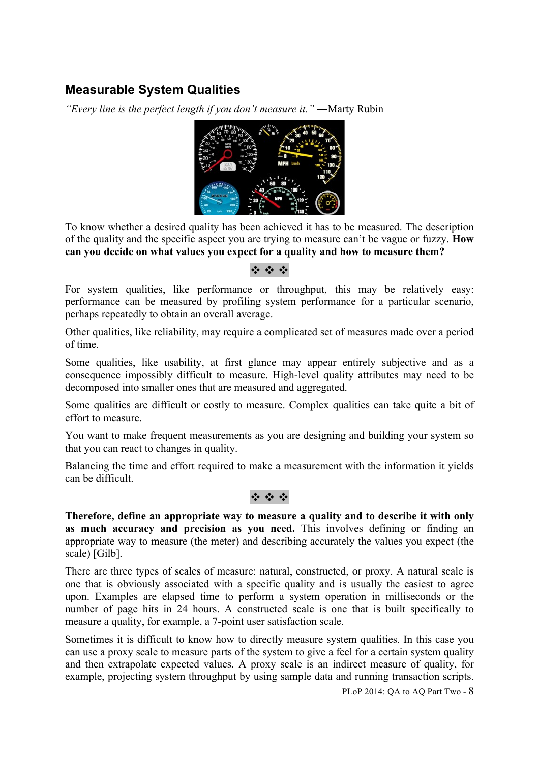## Measurable System Qualities

*"Every line is the perfect length if you don't measure it."* —Marty Rubin

To know whether a desired quality has been achieved it has to be measured. The description of the quality and the specific aspect you are trying to measure can't be vague or fuzzy. **How can you decide on what values you expect for a quality and how to measure them?**

❖ ❖ ❖

For system qualities, like performance or throughput, this may be relatively easy: performance can be measured by profiling system performance for a particular scenario, perhaps repeatedly to obtain an overall average.

Other qualities, like reliability, may require a complicated set of measures made over a period of time.

Some qualities, like usability, at first glance may appear entirely subjective and as a consequence impossibly difficult to measure. High-level quality attributes may need to be decomposed into smaller ones that are measured and aggregated.

Some qualities are difficult or costly to measure. Complex qualities can take quite a bit of effort to measure.

You want to make frequent measurements as you are designing and building your system so that you can react to changes in quality.

Balancing the time and effort required to make a measurement with the information it yields can be difficult.

❖ ❖ ❖

**Therefore, define an appropriate way to measure a quality and to describe it with only as much accuracy and precision as you need.** This involves defining or finding an appropriate way to measure (the meter) and describing accurately the values you expect (the scale) [Gilb].

There are three types of scales of measure: natural, constructed, or proxy. A natural scale is one that is obviously associated with a specific quality and is usually the easiest to agree upon. Examples are elapsed time to perform a system operation in milliseconds or the number of page hits in 24 hours. A constructed scale is one that is built specifically to measure a quality, for example, a 7-point user satisfaction scale.

Sometimes it is difficult to know how to directly measure system qualities. In this case you can use a proxy scale to measure parts of the system to give a feel for a certain system quality and then extrapolate expected values. A proxy scale is an indirect measure of quality, for example, projecting system throughput by using sample data and running transaction scripts.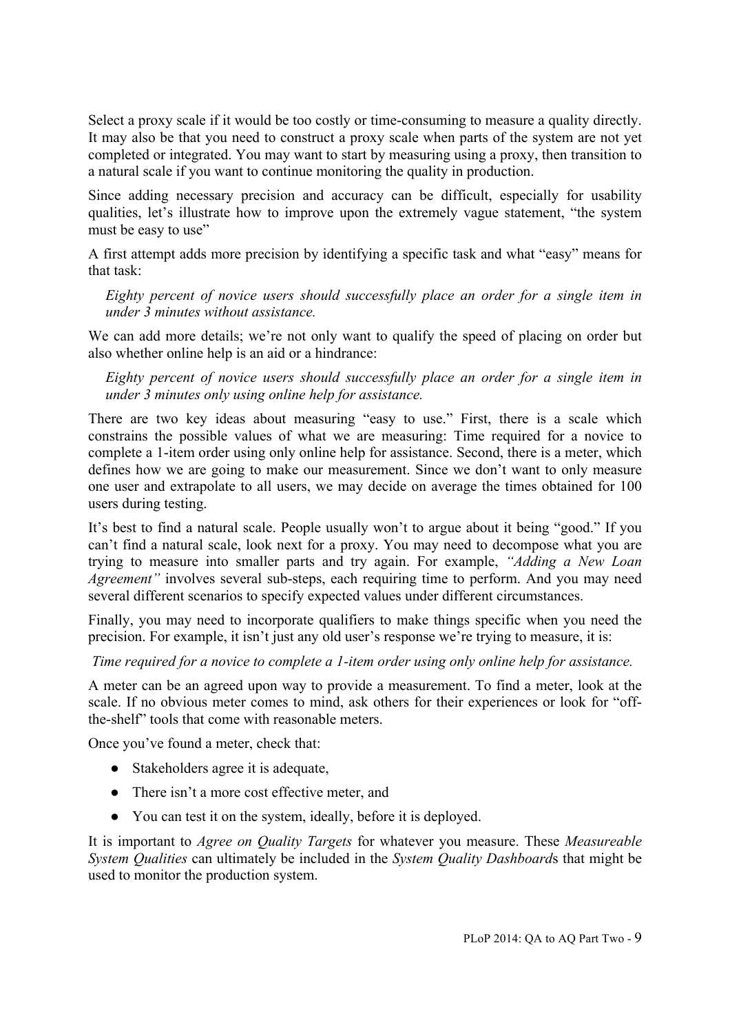Select a proxy scale if it would be too costly or time-consuming to measure a quality directly. It may also be that you need to construct a proxy scale when parts of the system are not yet completed or integrated. You may want to start by measuring using a proxy, then transition to a natural scale if you want to continue monitoring the quality in production.

Since adding necessary precision and accuracy can be difficult, especially for usability qualities, let's illustrate how to improve upon the extremely vague statement, "the system must be easy to use"

A first attempt adds more precision by identifying a specific task and what "easy" means for that task:

> *Eighty percent of novice users should successfully place an order for a single item in under 3 minutes without assistance.*

We can add more details; we're not only want to qualify the speed of placing on order but also whether online help is an aid or a hindrance:

> *Eighty percent of novice users should successfully place an order for a single item in under 3 minutes only using online help for assistance.*

There are two key ideas about measuring "easy to use." First, there is a scale which constrains the possible values of what we are measuring: Time required for a novice to complete a 1-item order using only online help for assistance. Second, there is a meter, which defines how we are going to make our measurement. Since we don't want to only measure one user and extrapolate to all users, we may decide on average the times obtained for 100 users during testing.

It's best to find a natural scale. People usually won't to argue about it being "good." If you can't find a natural scale, look next for a proxy. You may need to decompose what you are trying to measure into smaller parts and try again. For example, *"Adding a New Loan Agreement"* involves several sub-steps, each requiring time to perform. And you may need several different scenarios to specify expected values under different circumstances.

Finally, you may need to incorporate qualifiers to make things specific when you need the precision. For example, it isn't just any old user's response we're trying to measure, it is:

*Time required for a novice to complete a 1-item order using only online help for assistance.*

A meter can be an agreed upon way to provide a measurement. To find a meter, look at the scale. If no obvious meter comes to mind, ask others for their experiences or look for "off-the-shelf" tools that come with reasonable meters.

Once you've found a meter, check that:

- Stakeholders agree it is adequate,
- There isn't a more cost effective meter, and
- You can test it on the system, ideally, before it is deployed.

It is important to *Agree on Quality Targets* for whatever you measure. These *Measureable System Qualities* can ultimately be included in the *System Quality Dashboard*s that might be used to monitor the production system.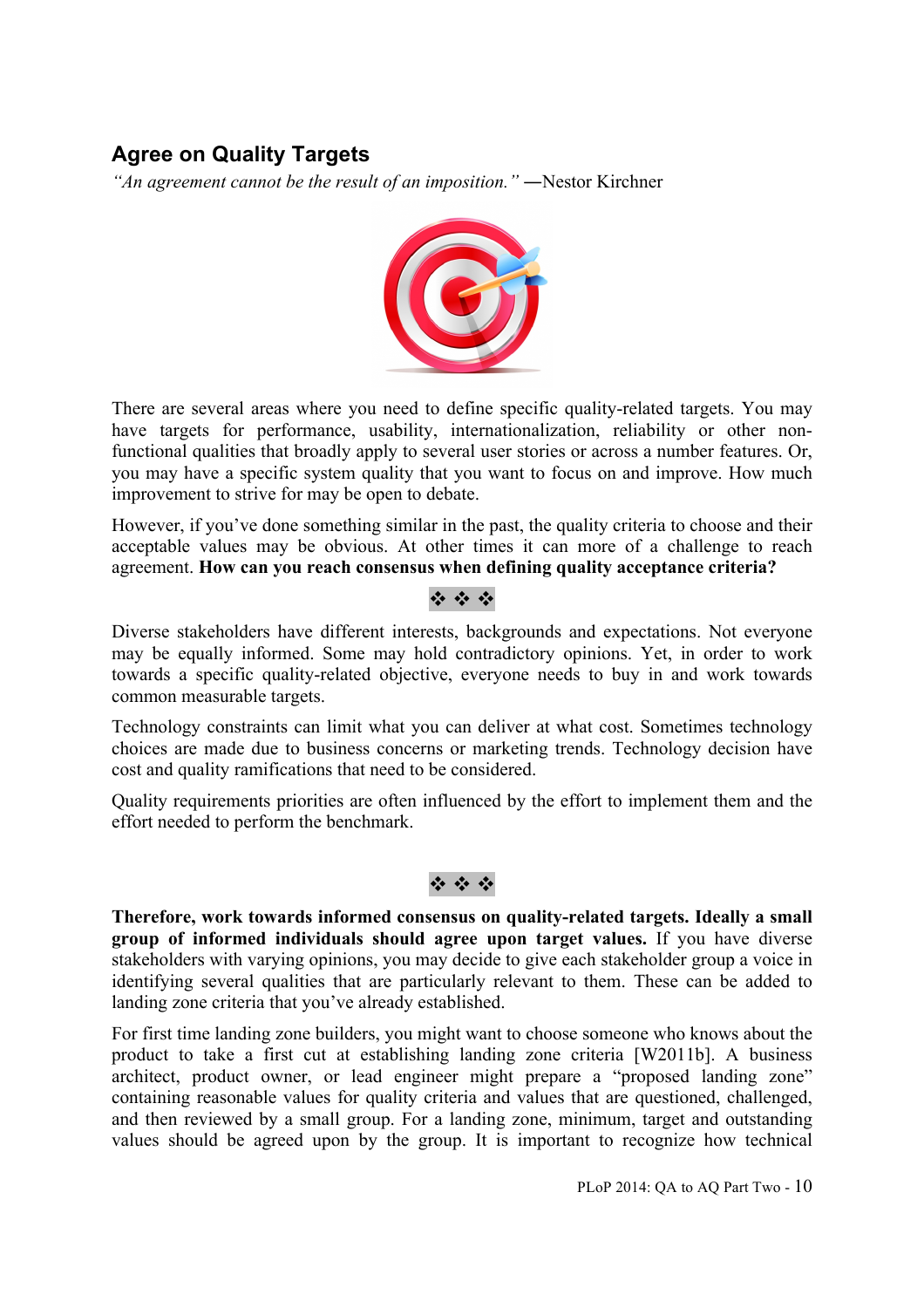## Agree on Quality Targets

*"An agreement cannot be the result of an imposition."* —Nestor Kirchner

There are several areas where you need to define specific quality-related targets. You may have targets for performance, usability, internationalization, reliability or other non-functional qualities that broadly apply to several user stories or across a number features. Or, you may have a specific system quality that you want to focus on and improve. How much improvement to strive for may be open to debate.

However, if you've done something similar in the past, the quality criteria to choose and their acceptable values may be obvious. At other times it can more of a challenge to reach agreement. **How can you reach consensus when defining quality acceptance criteria?**

❖ ❖ ❖

Diverse stakeholders have different interests, backgrounds and expectations. Not everyone may be equally informed. Some may hold contradictory opinions. Yet, in order to work towards a specific quality-related objective, everyone needs to buy in and work towards common measurable targets.

Technology constraints can limit what you can deliver at what cost. Sometimes technology choices are made due to business concerns or marketing trends. Technology decision have cost and quality ramifications that need to be considered.

Quality requirements priorities are often influenced by the effort to implement them and the effort needed to perform the benchmark.

❖ ❖ ❖

**Therefore, work towards informed consensus on quality-related targets. Ideally a small group of informed individuals should agree upon target values.** If you have diverse stakeholders with varying opinions, you may decide to give each stakeholder group a voice in identifying several qualities that are particularly relevant to them. These can be added to landing zone criteria that you've already established.

For first time landing zone builders, you might want to choose someone who knows about the product to take a first cut at establishing landing zone criteria [W2011b]. A business architect, product owner, or lead engineer might prepare a "proposed landing zone" containing reasonable values for quality criteria and values that are questioned, challenged, and then reviewed by a small group. For a landing zone, minimum, target and outstanding values should be agreed upon by the group. It is important to recognize how technical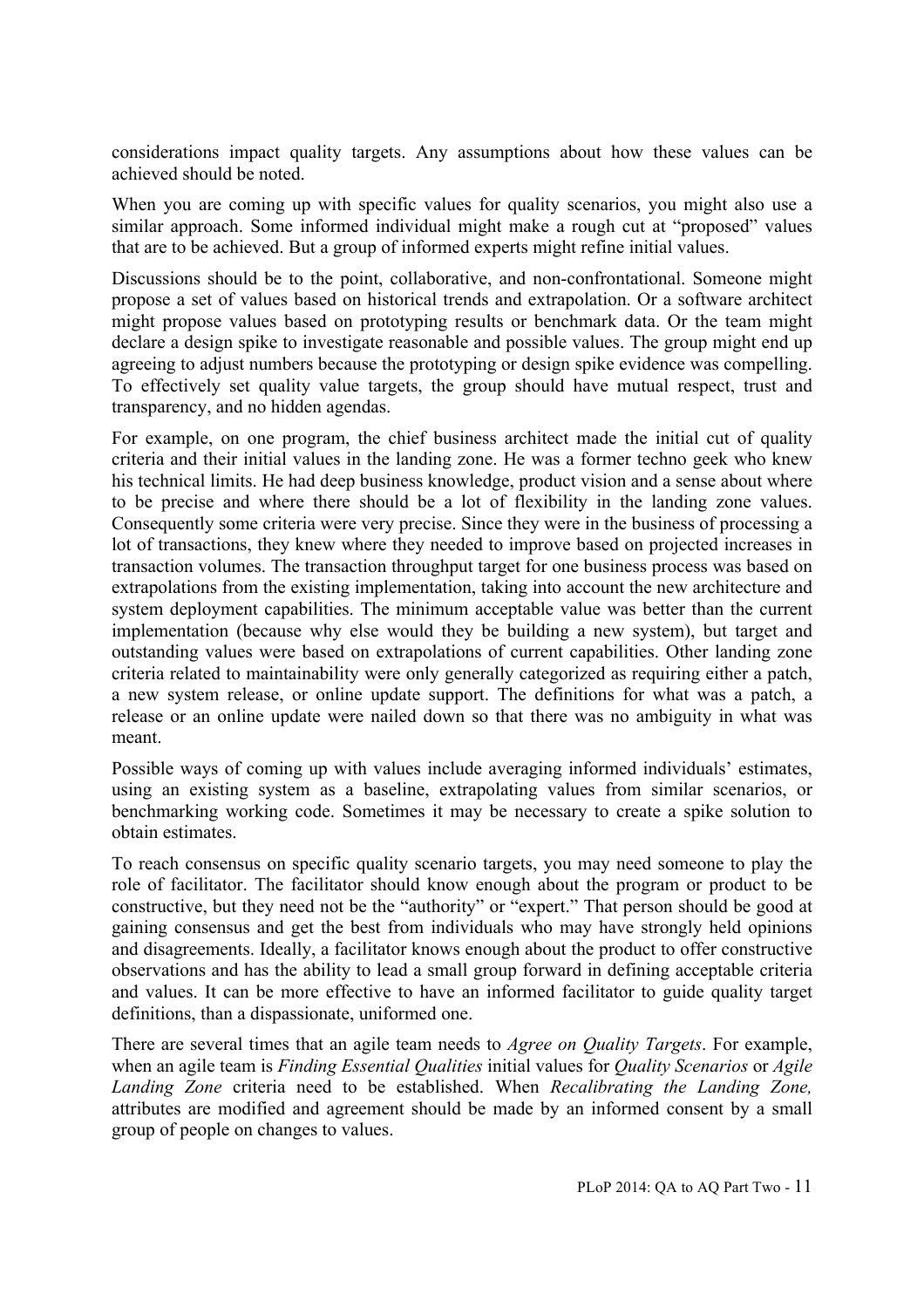considerations impact quality targets. Any assumptions about how these values can be achieved should be noted.

When you are coming up with specific values for quality scenarios, you might also use a similar approach. Some informed individual might make a rough cut at "proposed" values that are to be achieved. But a group of informed experts might refine initial values.

Discussions should be to the point, collaborative, and non-confrontational. Someone might propose a set of values based on historical trends and extrapolation. Or a software architect might propose values based on prototyping results or benchmark data. Or the team might declare a design spike to investigate reasonable and possible values. The group might end up agreeing to adjust numbers because the prototyping or design spike evidence was compelling. To effectively set quality value targets, the group should have mutual respect, trust and transparency, and no hidden agendas.

For example, on one program, the chief business architect made the initial cut of quality criteria and their initial values in the landing zone. He was a former techno geek who knew his technical limits. He had deep business knowledge, product vision and a sense about where to be precise and where there should be a lot of flexibility in the landing zone values. Consequently some criteria were very precise. Since they were in the business of processing a lot of transactions, they knew where they needed to improve based on projected increases in transaction volumes. The transaction throughput target for one business process was based on extrapolations from the existing implementation, taking into account the new architecture and system deployment capabilities. The minimum acceptable value was better than the current implementation (because why else would they be building a new system), but target and outstanding values were based on extrapolations of current capabilities. Other landing zone criteria related to maintainability were only generally categorized as requiring either a patch, a new system release, or online update support. The definitions for what was a patch, a release or an online update were nailed down so that there was no ambiguity in what was meant.

Possible ways of coming up with values include averaging informed individuals' estimates, using an existing system as a baseline, extrapolating values from similar scenarios, or benchmarking working code. Sometimes it may be necessary to create a spike solution to obtain estimates.

To reach consensus on specific quality scenario targets, you may need someone to play the role of facilitator. The facilitator should know enough about the program or product to be constructive, but they need not be the "authority" or "expert." That person should be good at gaining consensus and get the best from individuals who may have strongly held opinions and disagreements. Ideally, a facilitator knows enough about the product to offer constructive observations and has the ability to lead a small group forward in defining acceptable criteria and values. It can be more effective to have an informed facilitator to guide quality target definitions, than a dispassionate, uformed one.

There are several times that an agile team needs to *Agree on Quality Targets*. For example, when an agile team is *Finding Essential Qualities* initial values for *Quality Scenarios* or *Agile Landing Zone* criteria need to be established. When *Recalibrating the Landing Zone,* attributes are modified and agreement should be made by an informed consent by a small group of people on changes to values.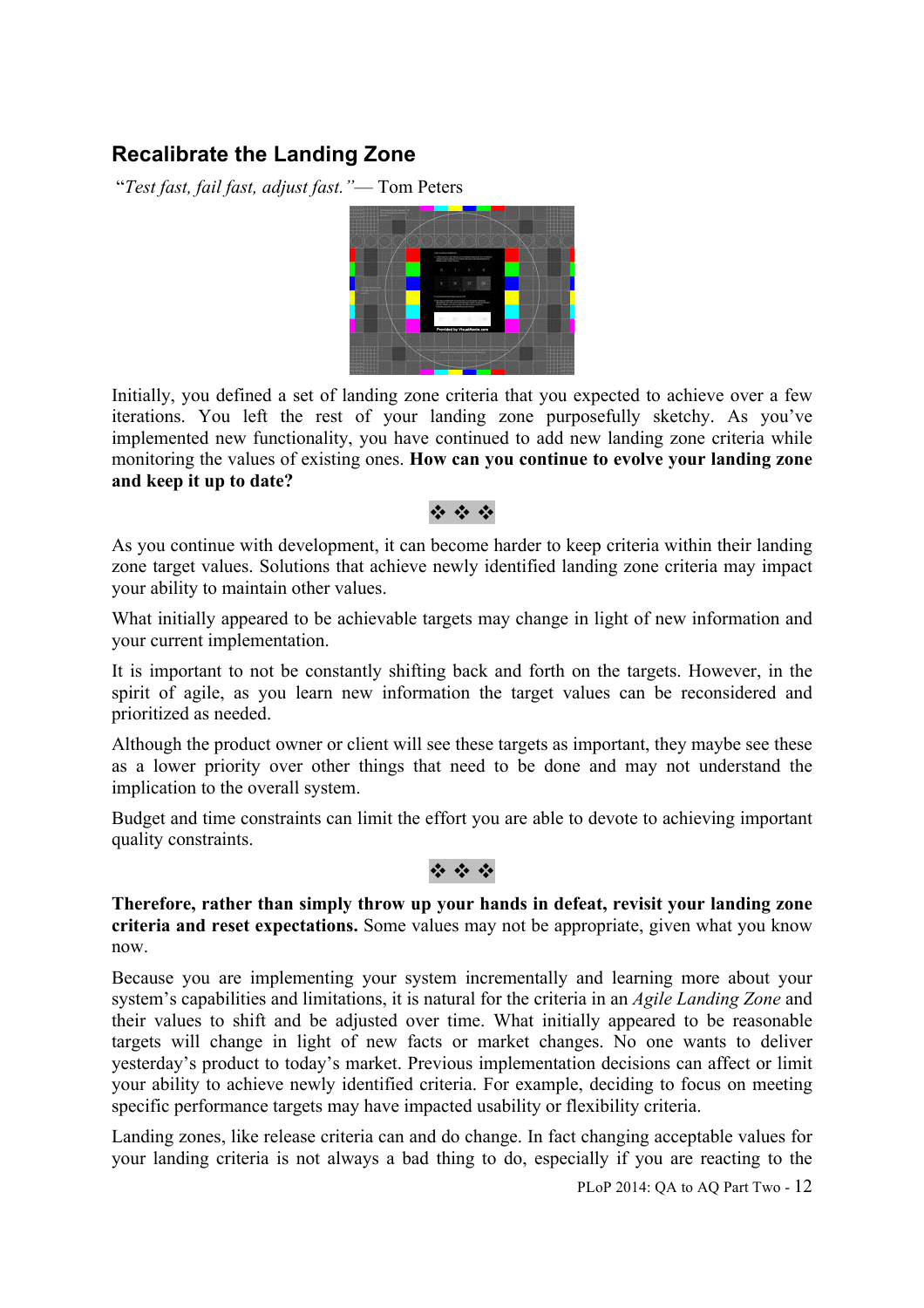## Recalibrate the Landing Zone

"*Test fast, fail fast, adjust fast.*"— Tom Peters

Initially, you defined a set of landing zone criteria that you expected to achieve over a few iterations. You left the rest of your landing zone purposefully sketchy. As you've implemented new functionality, you have continued to add new landing zone criteria while monitoring the values of existing ones. **How can you continue to evolve your landing zone and keep it up to date?**

❖ ❖ ❖

As you continue with development, it can become harder to keep criteria within their landing zone target values. Solutions that achieve newly identified landing zone criteria may impact your ability to maintain other values.

What initially appeared to be achievable targets may change in light of new information and your current implementation.

It is important to not be constantly shifting back and forth on the targets. However, in the spirit of agile, as you learn new information the target values can be reconsidered and prioritized as needed.

Although the product owner or client will see these targets as important, they maybe see these as a lower priority over other things that need to be done and may not understand the implication to the overall system.

Budget and time constraints can limit the effort you are able to devote to achieving important quality constraints.

❖ ❖ ❖

**Therefore, rather than simply throw up your hands in defeat, revisit your landing zone criteria and reset expectations.** Some values may not be appropriate, given what you know now.

Because you are implementing your system incrementally and learning more about your system's capabilities and limitations, it is natural for the criteria in an *Agile Landing Zone* and their values to shift and be adjusted over time. What initially appeared to be reasonable targets will change in light of new facts or market changes. No one wants to deliver yesterday's product to today's market. Previous implementation decisions can affect or limit your ability to achieve newly identified criteria. For example, deciding to focus on meeting specific performance targets may have impacted usability or flexibility criteria.

Landing zones, like release criteria can and do change. In fact changing acceptable values for your landing criteria is not always a bad thing to do, especially if you are reacting to the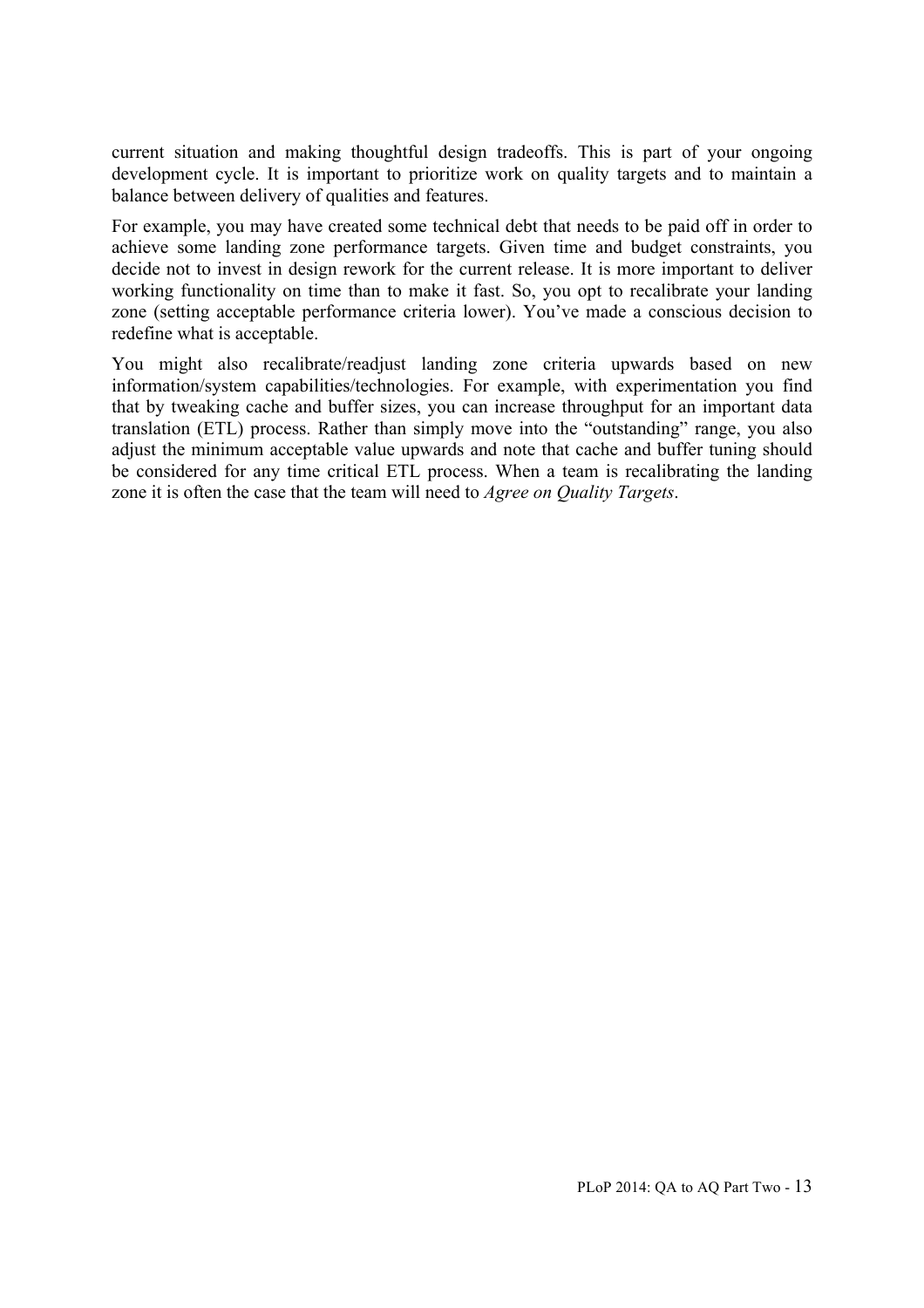current situation and making thoughtful design tradeoffs. This is part of your ongoing development cycle. It is important to prioritize work on quality targets and to maintain a balance between delivery of qualities and features.

For example, you may have created some technical debt that needs to be paid off in order to achieve some landing zone performance targets. Given time and budget constraints, you decide not to invest in design rework for the current release. It is more important to deliver working functionality on time than to make it fast. So, you opt to recalibrate your landing zone (setting acceptable performance criteria lower). You've made a conscious decision to redefine what is acceptable.

You might also recalibrate/readjust landing zone criteria upwards based on new information/system capabilities/technologies. For example, with experimentation you find that by tweaking cache and buffer sizes, you can increase throughput for an important data translation (ETL) process. Rather than simply move into the "outstanding" range, you also adjust the minimum acceptable value upwards and note that cache and buffer tuning should be considered for any time critical ETL process. When a team is recalibrating the landing zone it is often the case that the team will need to *Agree on Quality Targets*.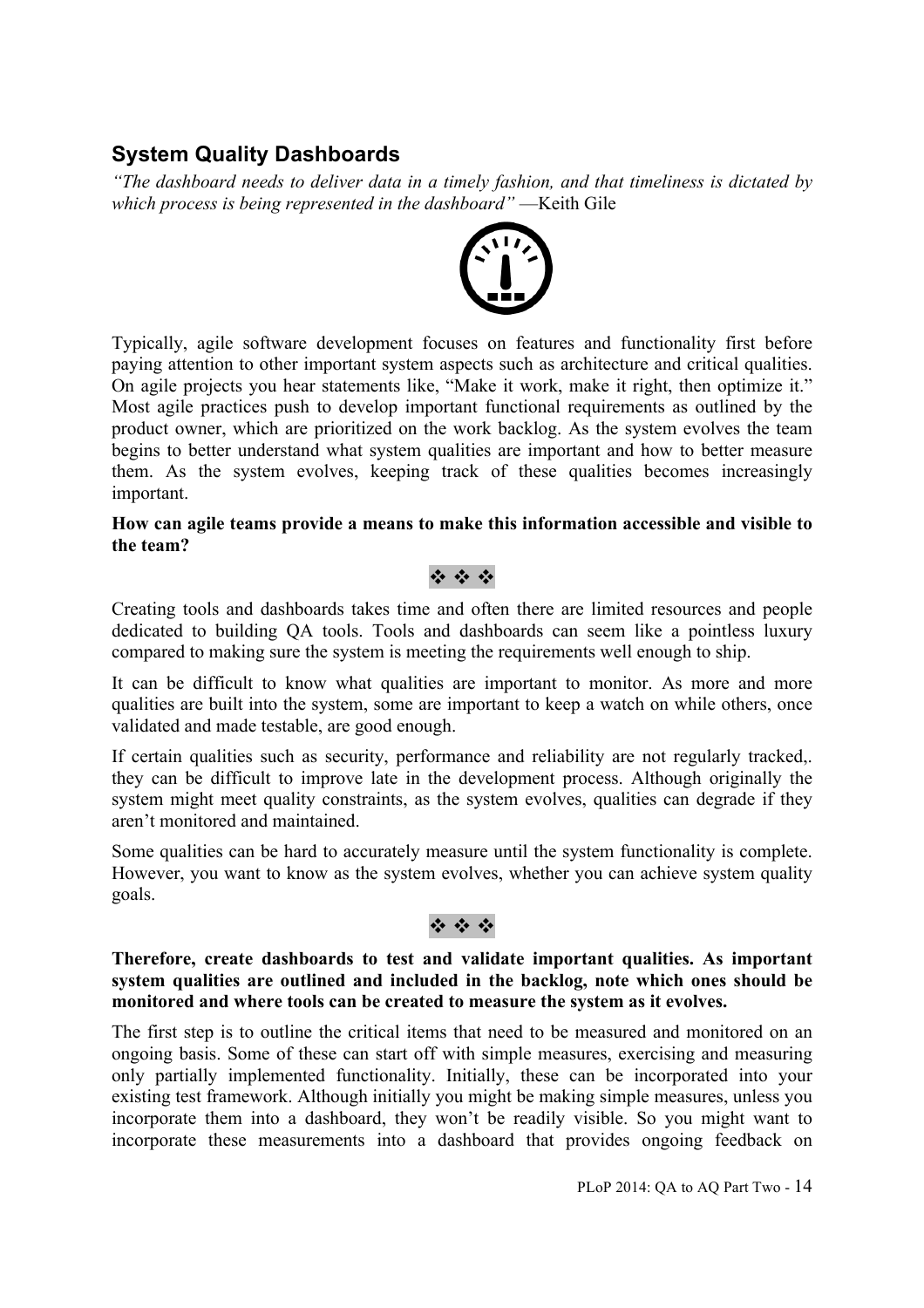## System Quality Dashboards

*“The dashboard needs to deliver data in a timely fashion, and that timeliness is dictated by which process is being represented in the dashboard”* —Keith Gile

Typically, agile software development focuses on features and functionality first before paying attention to other important system aspects such as architecture and critical qualities. On agile projects you hear statements like, “Make it work, make it right, then optimize it.” Most agile practices push to develop important functional requirements as outlined by the product owner, which are prioritized on the work backlog. As the system evolves the team begins to better understand what system qualities are important and how to better measure them. As the system evolves, keeping track of these qualities becomes increasingly important.

**How can agile teams provide a means to make this information accessible and visible to the team?**

❖ ❖ ❖

Creating tools and dashboards takes time and often there are limited resources and people dedicated to building QA tools. Tools and dashboards can seem like a pointless luxury compared to making sure the system is meeting the requirements well enough to ship.

It can be difficult to know what qualities are important to monitor. As more and more qualities are built into the system, some are important to keep a watch on while others, once validated and made testable, are good enough.

If certain qualities such as security, performance and reliability are not regularly tracked,. they can be difficult to improve late in the development process. Although originally the system might meet quality constraints, as the system evolves, qualities can degrade if they aren’t monitored and maintained.

Some qualities can be hard to accurately measure until the system functionality is complete. However, you want to know as the system evolves, whether you can achieve system quality goals.

❖ ❖ ❖

**Therefore, create dashboards to test and validate important qualities. As important system qualities are outlined and included in the backlog, note which ones should be monitored and where tools can be created to measure the system as it evolves.**

The first step is to outline the critical items that need to be measured and monitored on an ongoing basis. Some of these can start off with simple measures, exercising and measuring only partially implemented functionality. Initially, these can be incorporated into your existing test framework. Although initially you might be making simple measures, unless you incorporate them into a dashboard, they won’t be readily visible. So you might want to incorporate these measurements into a dashboard that provides ongoing feedback on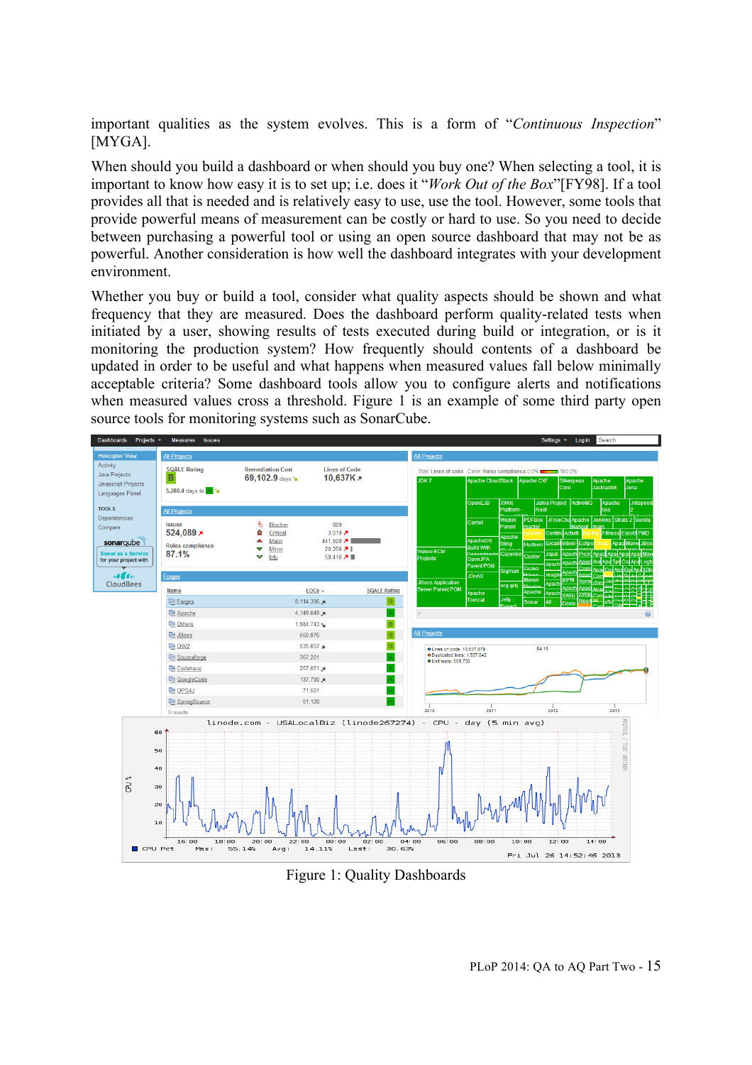important qualities as the system evolves. This is a form of “*Continuous Inspection*” [MYGA].

When should you build a dashboard or when should you buy one? When selecting a tool, it is important to know how easy it is to set up; i.e. does it “*Work Out of the Box*”[FY98]. If a tool provides all that is needed and is relatively easy to use, use the tool. However, some tools that provide powerful means of measurement can be costly or hard to use. So you need to decide between purchasing a powerful tool or using an open source dashboard that may not be as powerful. Another consideration is how well the dashboard integrates with your development environment.

Whether you buy or build a tool, consider what quality aspects should be shown and what frequency that they are measured. Does the dashboard perform quality-related tests when initiated by a user, showing results of tests executed during build or integration, or is it monitoring the production system? How frequently should contents of a dashboard be updated in order to be useful and what happens when measured values fall below minimally acceptable criteria? Some dashboard tools allow you to configure alerts and notifications when measured values cross a threshold. Figure 1 is an example of some third party open source tools for monitoring systems such as SonarCube.

Figure 1: Quality Dashboards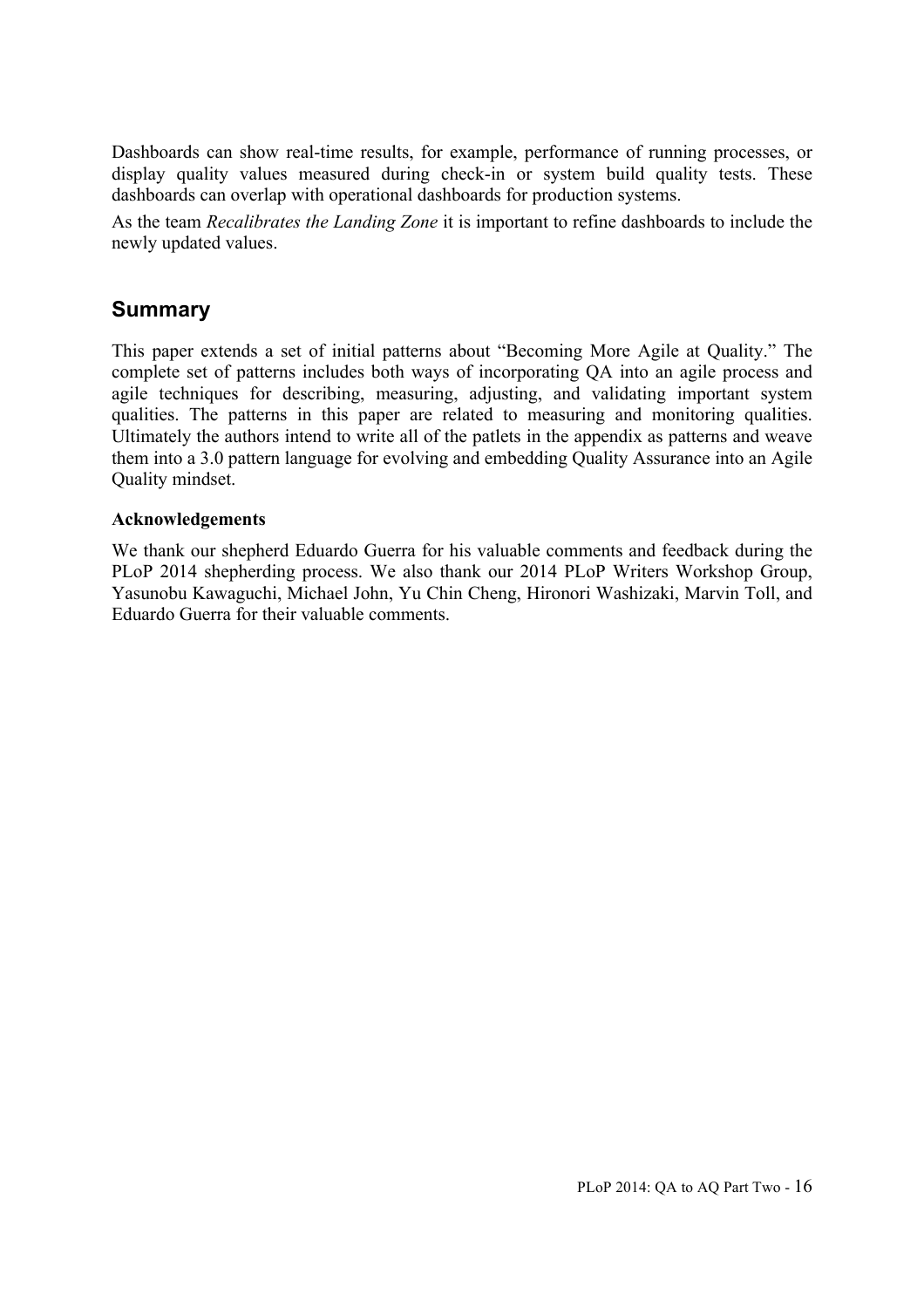Dashboards can show real-time results, for example, performance of running processes, or display quality values measured during check-in or system build quality tests. These dashboards can overlap with operational dashboards for production systems.

As the team *Recalibrates the Landing Zone* it is important to refine dashboards to include the newly updated values.

## Summary

This paper extends a set of initial patterns about "Becoming More Agile at Quality." The complete set of patterns includes both ways of incorporating QA into an agile process and agile techniques for describing, measuring, adjusting, and validating important system qualities. The patterns in this paper are related to measuring and monitoring qualities. Ultimately the authors intend to write all of the patlets in the appendix as patterns and weave them into a 3.0 pattern language for evolving and embedding Quality Assurance into an Agile Quality mindset.

**Acknowledgements**

We thank our shepherd Eduardo Guerra for his valuable comments and feedback during the PLoP 2014 shepherding process. We also thank our 2014 PLoP Writers Workshop Group, Yasunobu Kawaguchi, Michael John, Yu Chin Cheng, Hironori Washizaki, Marvin Toll, and Eduardo Guerra for their valuable comments.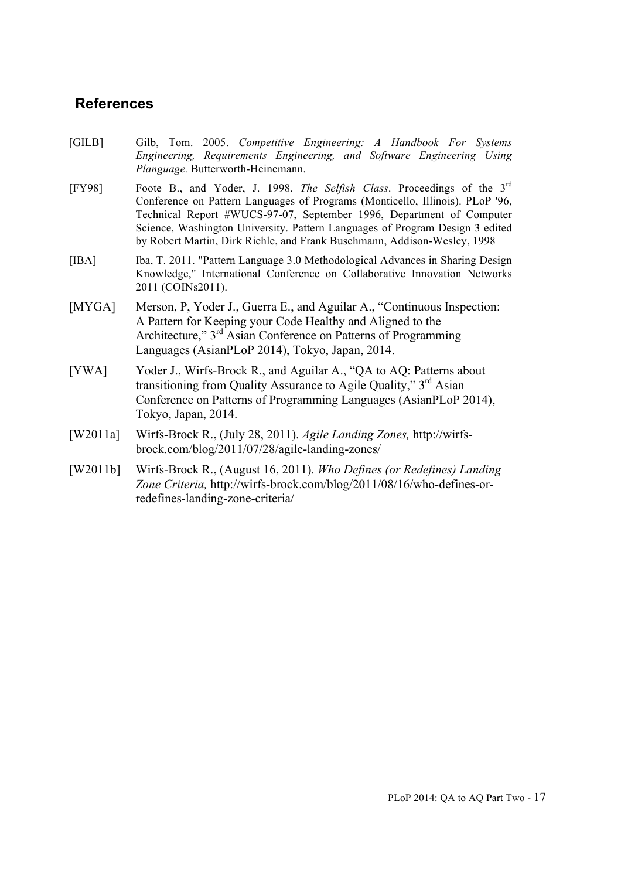## References

[GILB] Gilb, Tom. 2005. *Competitive Engineering: A Handbook For Systems Engineering, Requirements Engineering, and Software Engineering Using Planguage.* Butterworth-Heinemann.

[FY98] Foote B., and Yoder, J. 1998. *The Selfish Class*. Proceedings of the 3rd Conference on Pattern Languages of Programs (Monticello, Illinois). PLoP '96, Technical Report #WUCS-97-07, September 1996, Department of Computer Science, Washington University. Pattern Languages of Program Design 3 edited by Robert Martin, Dirk Riehle, and Frank Buschmann, Addison-Wesley, 1998

[IBA] Iba, T. 2011. "Pattern Language 3.0 Methodological Advances in Sharing Design Knowledge," International Conference on Collaborative Innovation Networks 2011 (COINs2011).

[MYGA] Merson, P, Yoder J., Guerra E., and Aguilar A., "Continuous Inspection: A Pattern for Keeping your Code Healthy and Aligned to the Architecture," 3rd Asian Conference on Patterns of Programming Languages (AsianPLoP 2014), Tokyo, Japan, 2014.

[YWA] Yoder J., Wirfs-Brock R., and Aguilar A., "QA to AQ: Patterns about transitioning from Quality Assurance to Agile Quality," 3rd Asian Conference on Patterns of Programming Languages (AsianPLoP 2014), Tokyo, Japan, 2014.

[W2011a] Wirfs-Brock R., (July 28, 2011). *Agile Landing Zones,* http://wirfs-brock.com/blog/2011/07/28/agile-landing-zones/

[W2011b] Wirfs-Brock R., (August 16, 2011). *Who Defines (or Redefines) Landing Zone Criteria,* http://wirfs-brock.com/blog/2011/08/16/who-defines-or-redefines-landing-zone-criteria/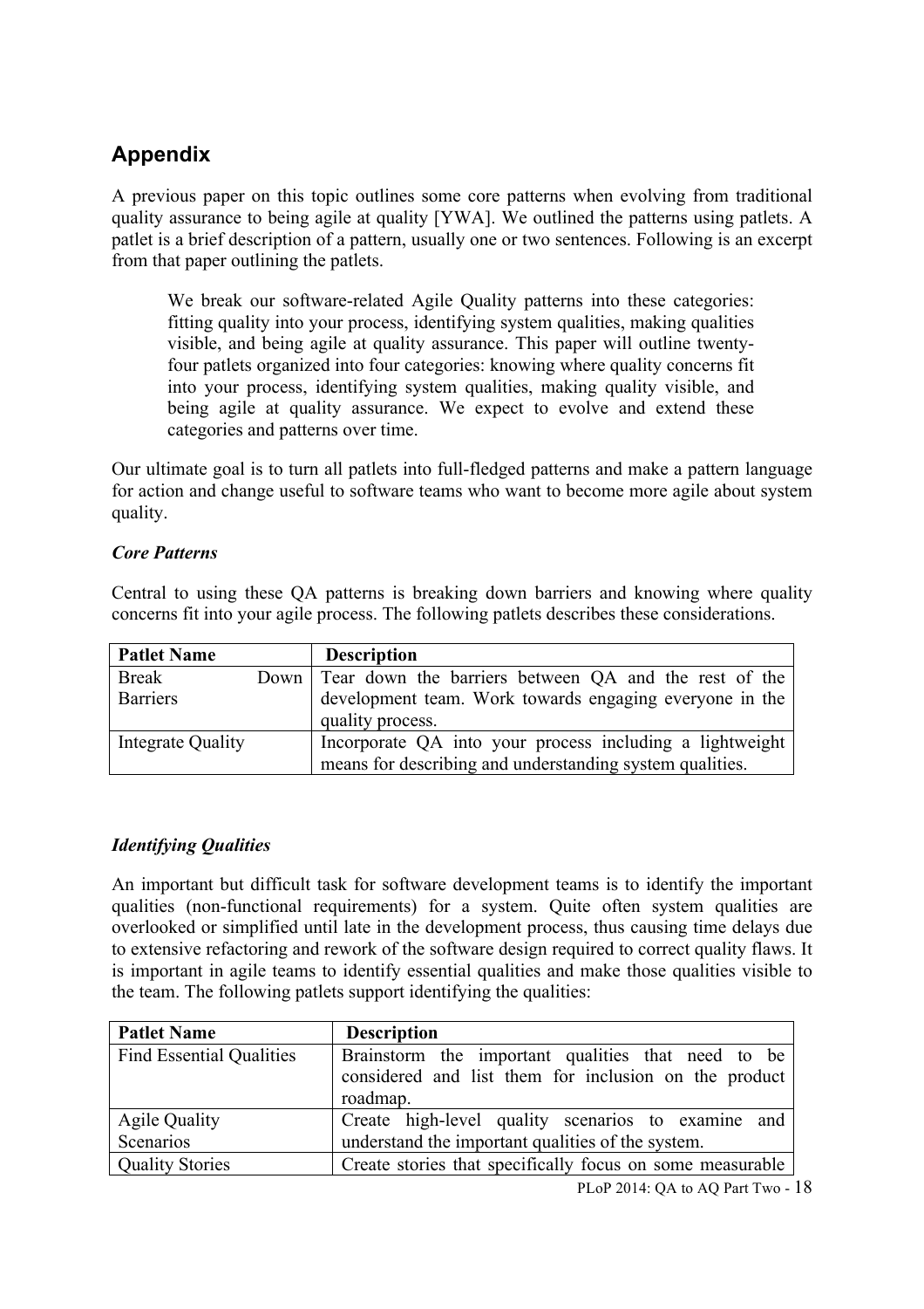## Appendix

A previous paper on this topic outlines some core patterns when evolving from traditional quality assurance to being agile at quality [YWA]. We outlined the patterns using patlets. A patlet is a brief description of a pattern, usually one or two sentences. Following is an excerpt from that paper outlining the patlets.

> We break our software-related Agile Quality patterns into these categories: fitting quality into your process, identifying system qualities, making qualities visible, and being agile at quality assurance. This paper will outline twenty-four patlets organized into four categories: knowing where quality concerns fit into your process, identifying system qualities, making quality visible, and being agile at quality assurance. We expect to evolve and extend these categories and patterns over time.

Our ultimate goal is to turn all patlets into full-fledged patterns and make a pattern language for action and change useful to software teams who want to become more agile about system quality.

***Core Patterns***

Central to using these QA patterns is breaking down barriers and knowing where quality concerns fit into your agile process. The following patlets describes these considerations.

| Patlet Name | Description |
| --- | --- |
| Break Down Barriers | Tear down the barriers between QA and the rest of the development team. Work towards engaging everyone in the quality process. |
| Integrate Quality | Incorporate QA into your process including a lightweight means for describing and understanding system qualities. |

***Identifying Qualities***

An important but difficult task for software development teams is to identify the important qualities (non-functional requirements) for a system. Quite often system qualities are overlooked or simplified until late in the development process, thus causing time delays due to extensive refactoring and rework of the software design required to correct quality flaws. It is important in agile teams to identify essential qualities and make those qualities visible to the team. The following patlets support identifying the qualities:

| Patlet Name | Description |
| --- | --- |
| Find Essential Qualities | Brainstorm the important qualities that need to be considered and list them for inclusion on the product roadmap. |
| Agile Quality Scenarios | Create high-level quality scenarios to examine and understand the important qualities of the system. |
| Quality Stories | Create stories that specifically focus on some measurable |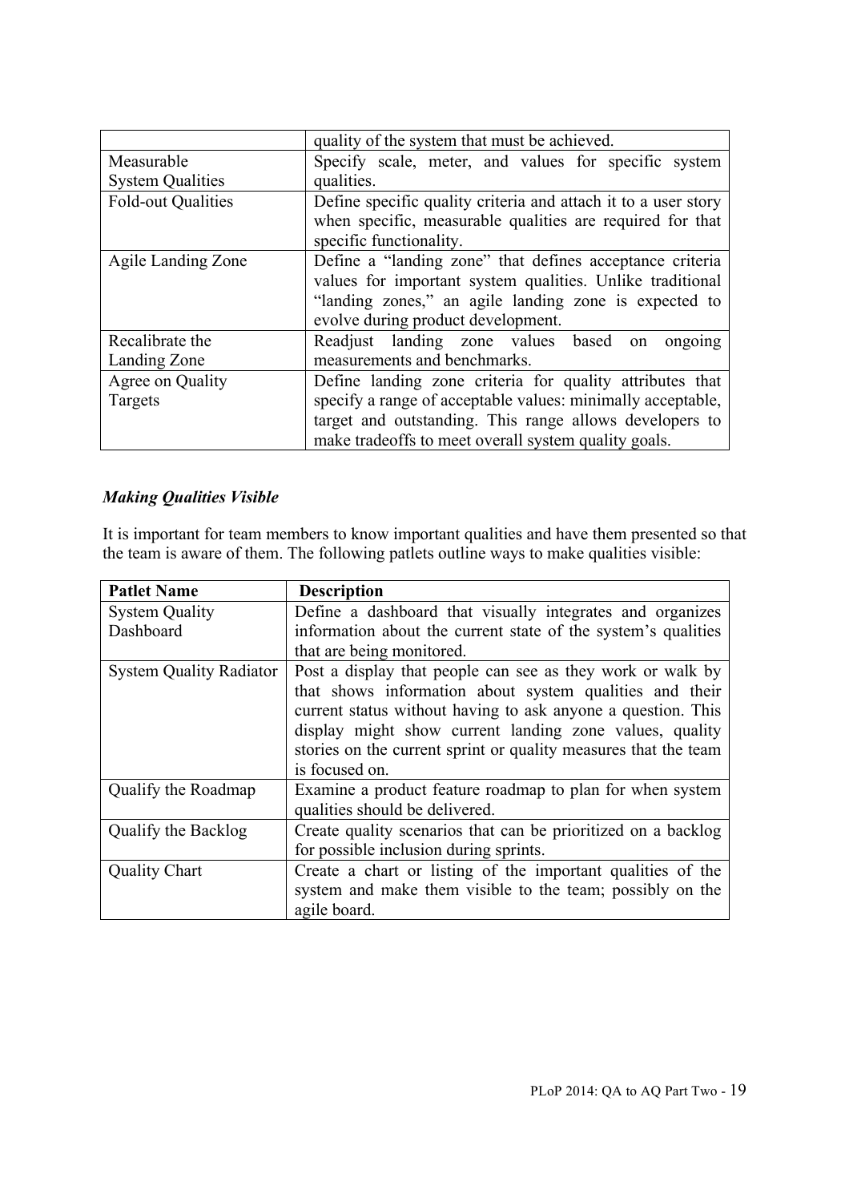| | |
|---|---|
| | quality of the system that must be achieved. |
| Measurable System Qualities | Specify scale, meter, and values for specific system qualities. |
| Fold-out Qualities | Define specific quality criteria and attach it to a user story when specific, measurable qualities are required for that specific functionality. |
| Agile Landing Zone | Define a "landing zone" that defines acceptance criteria values for important system qualities. Unlike traditional "landing zones," an agile landing zone is expected to evolve during product development. |
| Recalibrate the Landing Zone | Readjust landing zone values based on ongoing measurements and benchmarks. |
| Agree on Quality Targets | Define landing zone criteria for quality attributes that specify a range of acceptable values: minimally acceptable, target and outstanding. This range allows developers to make tradeoffs to meet overall system quality goals. |

***Making Qualities Visible***

It is important for team members to know important qualities and have them presented so that the team is aware of them. The following patlets outline ways to make qualities visible:

| Patlet Name | Description |
|---|---|
| System Quality Dashboard | Define a dashboard that visually integrates and organizes information about the current state of the system's qualities that are being monitored. |
| System Quality Radiator | Post a display that people can see as they work or walk by that shows information about system qualities and their current status without having to ask anyone a question. This display might show current landing zone values, quality stories on the current sprint or quality measures that the team is focused on. |
| Qualify the Roadmap | Examine a product feature roadmap to plan for when system qualities should be delivered. |
| Qualify the Backlog | Create quality scenarios that can be prioritized on a backlog for possible inclusion during sprints. |
| Quality Chart | Create a chart or listing of the important qualities of the system and make them visible to the team; possibly on the agile board. |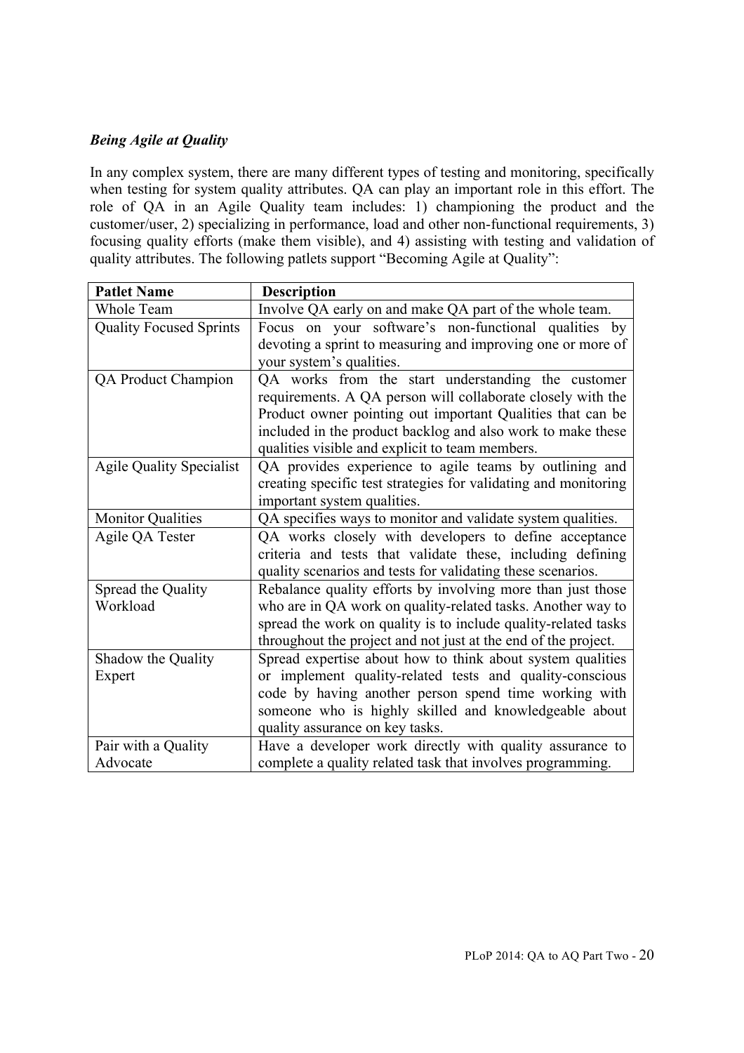### *Being Agile at Quality*

In any complex system, there are many different types of testing and monitoring, specifically when testing for system quality attributes. QA can play an important role in this effort. The role of QA in an Agile Quality team includes: 1) championing the product and the customer/user, 2) specializing in performance, load and other non-functional requirements, 3) focusing quality efforts (make them visible), and 4) assisting with testing and validation of quality attributes. The following patlets support "Becoming Agile at Quality":

| Patlet Name | Description |
|---|---|
| Whole Team | Involve QA early on and make QA part of the whole team. |
| Quality Focused Sprints | Focus on your software's non-functional qualities by devoting a sprint to measuring and improving one or more of your system's qualities. |
| QA Product Champion | QA works from the start understanding the customer requirements. A QA person will collaborate closely with the Product owner pointing out important Qualities that can be included in the product backlog and also work to make these qualities visible and explicit to team members. |
| Agile Quality Specialist | QA provides experience to agile teams by outlining and creating specific test strategies for validating and monitoring important system qualities. |
| Monitor Qualities | QA specifies ways to monitor and validate system qualities. |
| Agile QA Tester | QA works closely with developers to define acceptance criteria and tests that validate these, including defining quality scenarios and tests for validating these scenarios. |
| Spread the Quality Workload | Rebalance quality efforts by involving more than just those who are in QA work on quality-related tasks. Another way to spread the work on quality is to include quality-related tasks throughout the project and not just at the end of the project. |
| Shadow the Quality Expert | Spread expertise about how to think about system qualities or implement quality-related tests and quality-conscious code by having another person spend time working with someone who is highly skilled and knowledgeable about quality assurance on key tasks. |
| Pair with a Quality Advocate | Have a developer work directly with quality assurance to complete a quality related task that involves programming. |